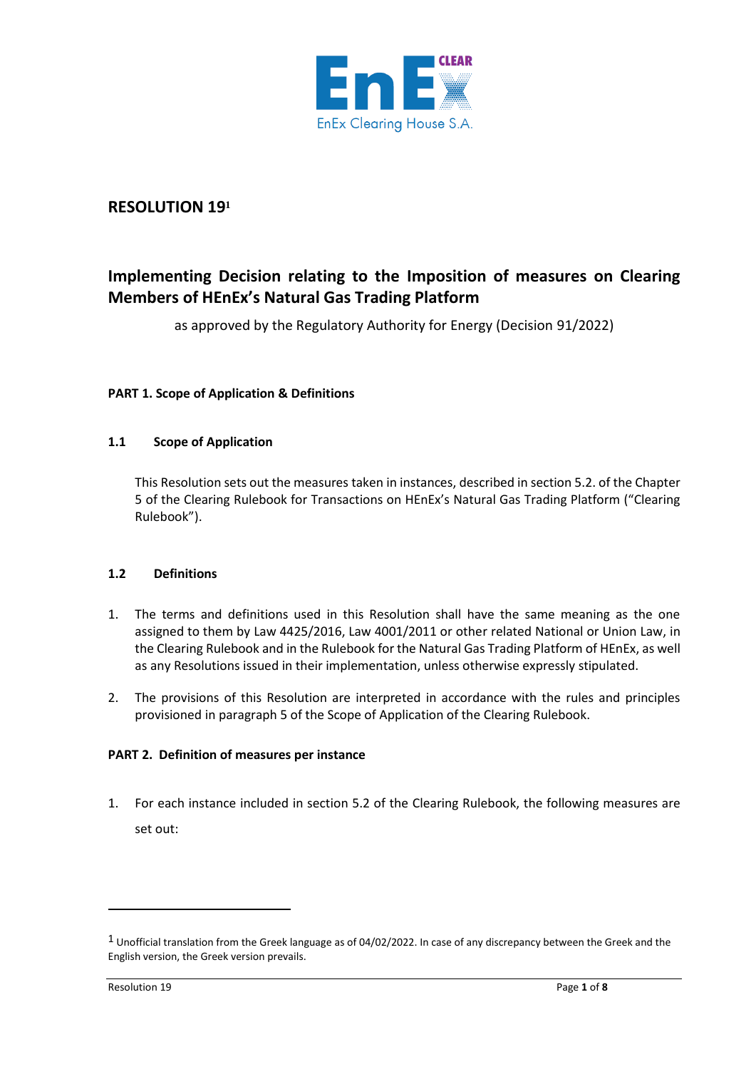# RESOLUTION 19[1]

## Implementing Decision relating to the Imposition of measures on Clearing Members of HEnEx's Natural Gas Trading Platform

as approved by the Regulatory Authority for Energy (Decision 91/2022)

### PART 1. Scope of Application & Definitions

#### 1.1 Scope of Application

This Resolution sets out the measures taken in instances, described in section 5.2. of the Chapter 5 of the Clearing Rulebook for Transactions on HEnEx's Natural Gas Trading Platform ("Clearing Rulebook").

#### 1.2 Definitions

1. The terms and definitions used in this Resolution shall have the same meaning as the one assigned to them by Law 4425/2016, Law 4001/2011 or other related National or Union Law, in the Clearing Rulebook and in the Rulebook for the Natural Gas Trading Platform of HEnEx, as well as any Resolutions issued in their implementation, unless otherwise expressly stipulated.

2. The provisions of this Resolution are interpreted in accordance with the rules and principles provisioned in paragraph 5 of the Scope of Application of the Clearing Rulebook.

### PART 2. Definition of measures per instance

1. For each instance included in section 5.2 of the Clearing Rulebook, the following measures are set out:

---

[1] Unofficial translation from the Greek language as of 04/02/2022. In case of any discrepancy between the Greek and the English version, the Greek version prevails.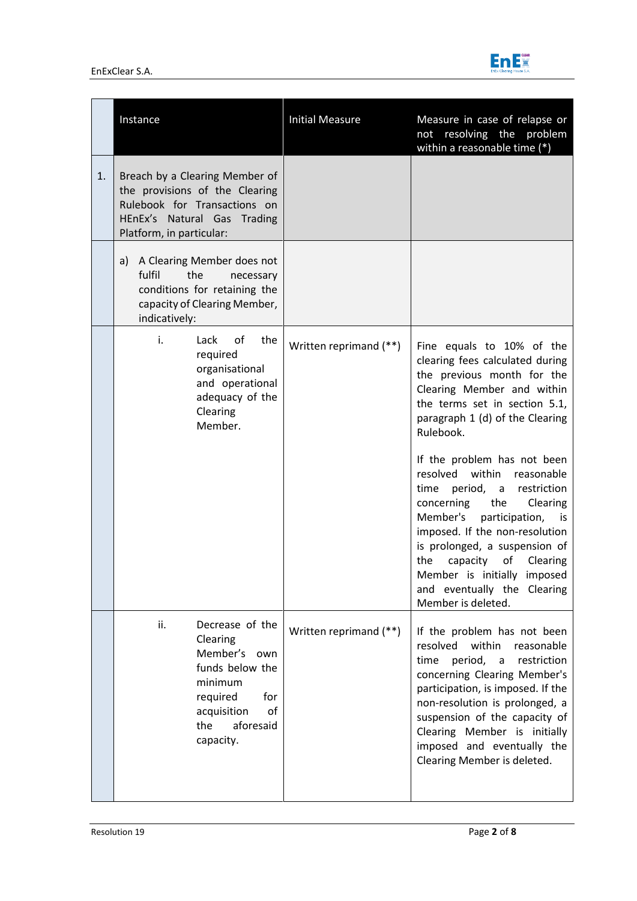| | Instance | Initial Measure | Measure in case of relapse or not resolving the problem within a reasonable time (*) |
|---|---|---|---|
| 1. | Breach by a Clearing Member of the provisions of the Clearing Rulebook for Transactions on HEnEx's Natural Gas Trading Platform, in particular: | | |
| | a) A Clearing Member does not fulfil the necessary conditions for retaining the capacity of Clearing Member, indicatively: | | |
| | i. Lack of the required organisational and operational adequacy of the Clearing Member. | Written reprimand (**) | Fine equals to 10% of the clearing fees calculated during the previous month for the Clearing Member and within the terms set in section 5.1, paragraph 1 (d) of the Clearing Rulebook.<br><br>If the problem has not been resolved within reasonable time period, a restriction concerning the Clearing Member's participation, is imposed. If the non-resolution is prolonged, a suspension of the capacity of Clearing Member is initially imposed and eventually the Clearing Member is deleted. |
| | ii. Decrease of the Clearing Member's own funds below the minimum required for acquisition of the aforesaid capacity. | Written reprimand (**) | If the problem has not been resolved within reasonable time period, a restriction concerning Clearing Member's participation, is imposed. If the non-resolution is prolonged, a suspension of the capacity of Clearing Member is initially imposed and eventually the Clearing Member is deleted. |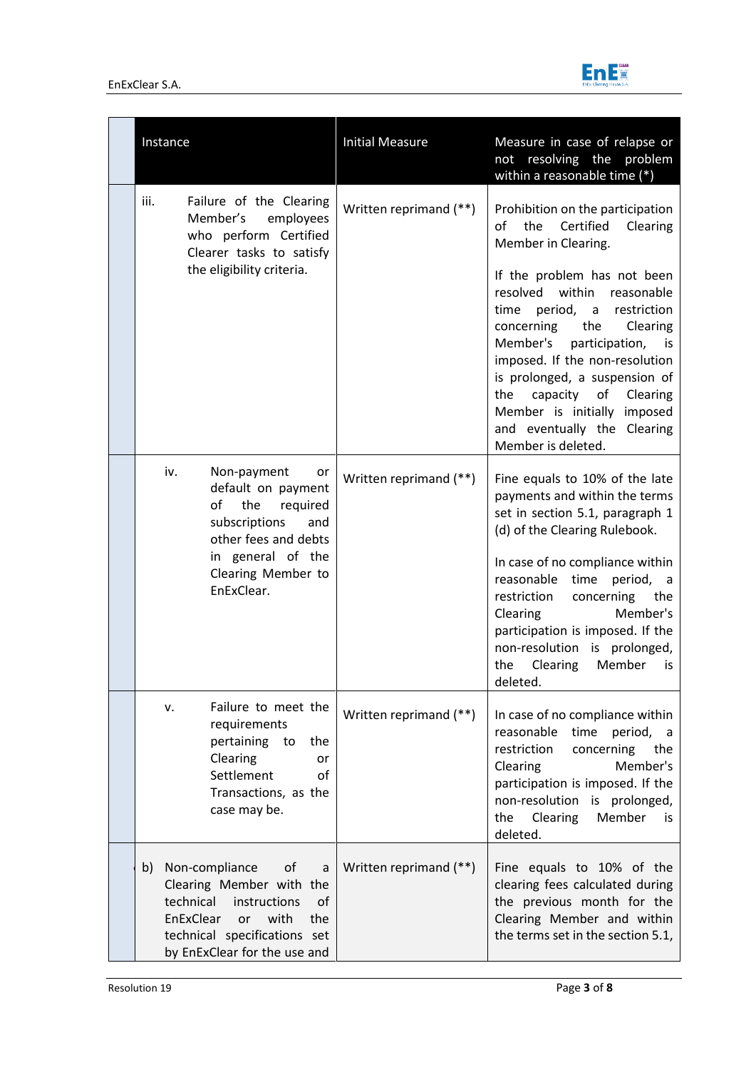| Instance | Initial Measure | Measure in case of relapse or not resolving the problem within a reasonable time (*) |
|---|---|---|
| iii. Failure of the Clearing Member's employees who perform Certified Clearer tasks to satisfy the eligibility criteria. | Written reprimand (**) | Prohibition on the participation of the Certified Clearing Member in Clearing.<br><br>If the problem has not been resolved within reasonable time period, a restriction concerning the Clearing Member's participation, is imposed. If the non-resolution is prolonged, a suspension of the capacity of Clearing Member is initially imposed and eventually the Clearing Member is deleted. |
| iv. Non-payment or default on payment of the required subscriptions and other fees and debts in general of the Clearing Member to EnExClear. | Written reprimand (**) | Fine equals to 10% of the late payments and within the terms set in section 5.1, paragraph 1 (d) of the Clearing Rulebook.<br><br>In case of no compliance within reasonable time period, a restriction concerning the Clearing Member's participation is imposed. If the non-resolution is prolonged, the Clearing Member is deleted. |
| v. Failure to meet the requirements pertaining to the Clearing or Settlement of Transactions, as the case may be. | Written reprimand (**) | In case of no compliance within reasonable time period, a restriction concerning the Clearing Member's participation is imposed. If the non-resolution is prolonged, the Clearing Member is deleted. |
| b) Non-compliance of a Clearing Member with the technical instructions of EnExClear or with the technical specifications set by EnExClear for the use and | Written reprimand (**) | Fine equals to 10% of the clearing fees calculated during the previous month for the Clearing Member and within the terms set in the section 5.1, |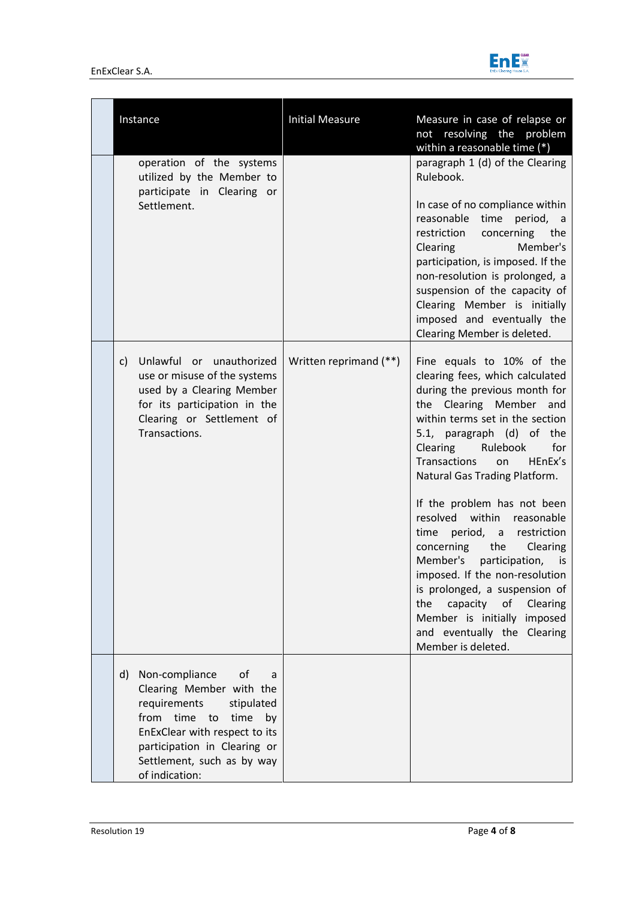| Instance | Initial Measure | Measure in case of relapse or not resolving the problem within a reasonable time (*) |
|---|---|---|
| operation of the systems utilized by the Member to participate in Clearing or Settlement. | | paragraph 1 (d) of the Clearing Rulebook.<br><br>In case of no compliance within reasonable time period, a restriction concerning the Clearing Member's participation, is imposed. If the non-resolution is prolonged, a suspension of the capacity of Clearing Member is initially imposed and eventually the Clearing Member is deleted. |
| c) Unlawful or unauthorized use or misuse of the systems used by a Clearing Member for its participation in the Clearing or Settlement of Transactions. | Written reprimand (**) | Fine equals to 10% of the clearing fees, which calculated during the previous month for the Clearing Member and within terms set in the section 5.1, paragraph (d) of the Clearing Rulebook for Transactions on HEnEx's Natural Gas Trading Platform.<br><br>If the problem has not been resolved within reasonable time period, a restriction concerning the Clearing Member's participation, is imposed. If the non-resolution is prolonged, a suspension of the capacity of Clearing Member is initially imposed and eventually the Clearing Member is deleted. |
| d) Non-compliance of a Clearing Member with the requirements stipulated from time to time by EnExClear with respect to its participation in Clearing or Settlement, such as by way of indication: | | |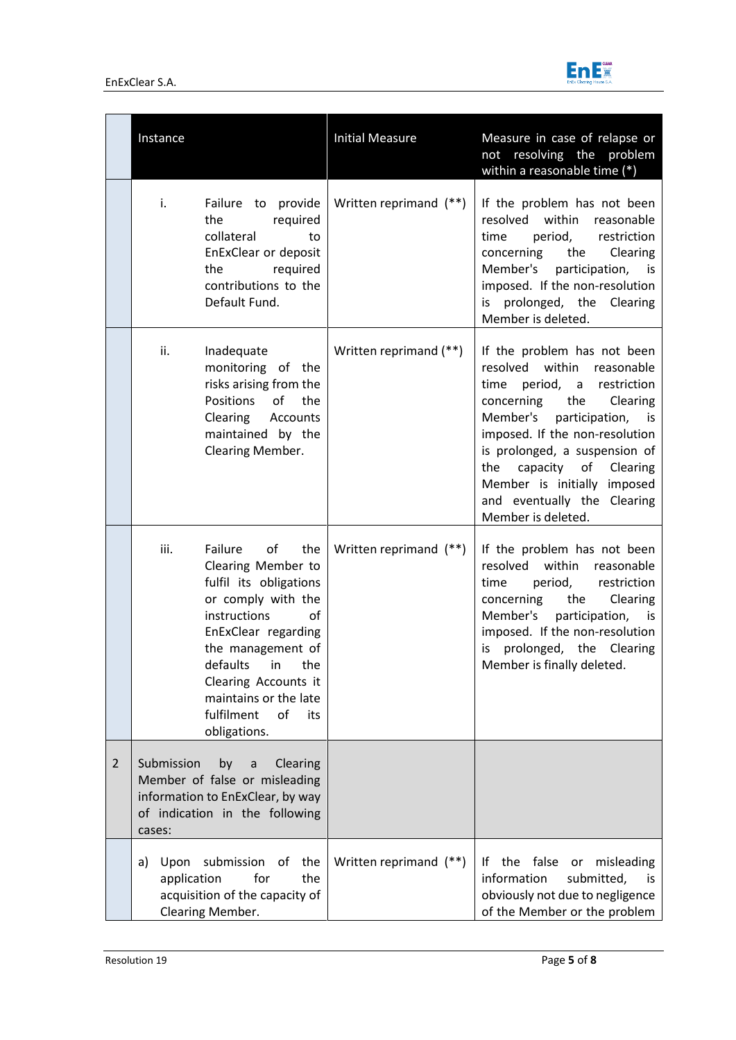| | Instance | Initial Measure | Measure in case of relapse or not resolving the problem within a reasonable time (*) |
|---|---|---|---|
| | i. Failure to provide the required collateral to EnExClear or deposit the required contributions to the Default Fund. | Written reprimand (**) | If the problem has not been resolved within reasonable time period, restriction concerning the Clearing Member's participation, is imposed. If the non-resolution is prolonged, the Clearing Member is deleted. |
| | ii. Inadequate monitoring of the risks arising from the Positions of the Clearing Accounts maintained by the Clearing Member. | Written reprimand (**) | If the problem has not been resolved within reasonable time period, a restriction concerning the Clearing Member's participation, is imposed. If the non-resolution is prolonged, a suspension of the capacity of Clearing Member is initially imposed and eventually the Clearing Member is deleted. |
| | iii. Failure of the Clearing Member to fulfil its obligations or comply with the instructions of EnExClear regarding the management of defaults in the Clearing Accounts it maintains or the late fulfilment of its obligations. | Written reprimand (**) | If the problem has not been resolved within reasonable time period, restriction concerning the Clearing Member's participation, is imposed. If the non-resolution is prolonged, the Clearing Member is finally deleted. |
| 2 | Submission by a Clearing Member of false or misleading information to EnExClear, by way of indication in the following cases: | | |
| | a) Upon submission of the application for the acquisition of the capacity of Clearing Member. | Written reprimand (**) | If the false or misleading information submitted, is obviously not due to negligence of the Member or the problem |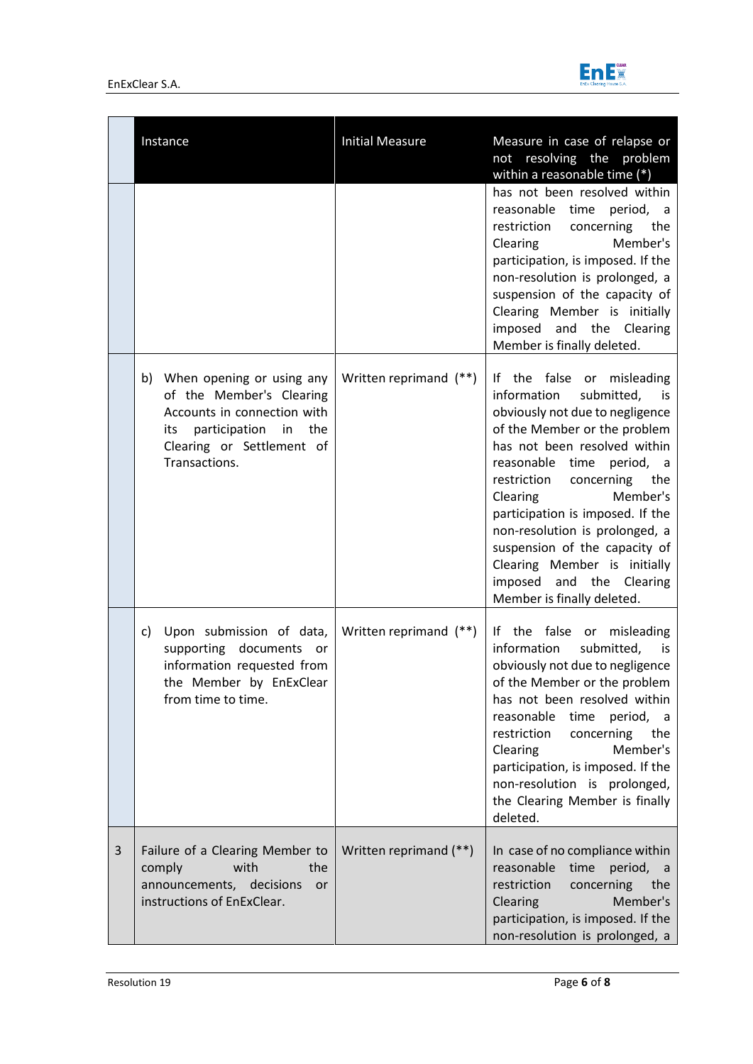| | Instance | Initial Measure | Measure in case of relapse or not resolving the problem within a reasonable time (*) |
|---|---|---|---|
| | | | has not been resolved within reasonable time period, a restriction concerning the Clearing Member's participation, is imposed. If the non-resolution is prolonged, a suspension of the capacity of Clearing Member is initially imposed and the Clearing Member is finally deleted. |
| | b) When opening or using any of the Member's Clearing Accounts in connection with its participation in the Clearing or Settlement of Transactions. | Written reprimand (**) | If the false or misleading information submitted, is obviously not due to negligence of the Member or the problem has not been resolved within reasonable time period, a restriction concerning the Clearing Member's participation is imposed. If the non-resolution is prolonged, a suspension of the capacity of Clearing Member is initially imposed and the Clearing Member is finally deleted. |
| | c) Upon submission of data, supporting documents or information requested from the Member by EnExClear from time to time. | Written reprimand (**) | If the false or misleading information submitted, is obviously not due to negligence of the Member or the problem has not been resolved within reasonable time period, a restriction concerning the Clearing Member's participation, is imposed. If the non-resolution is prolonged, the Clearing Member is finally deleted. |
| 3 | Failure of a Clearing Member to comply with the announcements, decisions or instructions of EnExClear. | Written reprimand (**) | In case of no compliance within reasonable time period, a restriction concerning the Clearing Member's participation, is imposed. If the non-resolution is prolonged, a |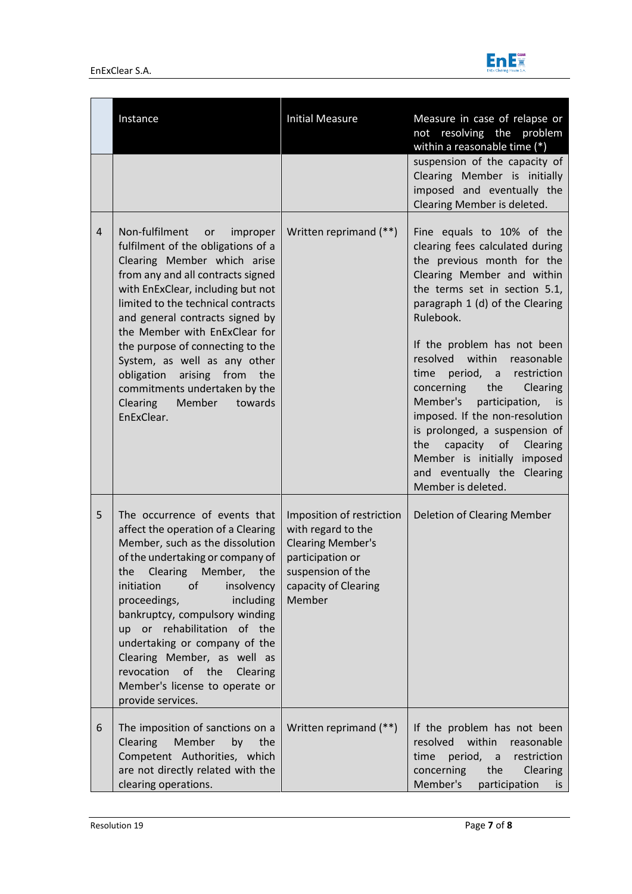| | Instance | Initial Measure | Measure in case of relapse or not resolving the problem within a reasonable time (*) |
|---|---|---|---|
| | | | suspension of the capacity of Clearing Member is initially imposed and eventually the Clearing Member is deleted. |
| 4 | Non-fulfilment or improper fulfilment of the obligations of a Clearing Member which arise from any and all contracts signed with EnExClear, including but not limited to the technical contracts and general contracts signed by the Member with EnExClear for the purpose of connecting to the System, as well as any other obligation arising from the commitments undertaken by the Clearing Member towards EnExClear. | Written reprimand (**) | Fine equals to 10% of the clearing fees calculated during the previous month for the Clearing Member and within the terms set in section 5.1, paragraph 1 (d) of the Clearing Rulebook.<br><br>If the problem has not been resolved within reasonable time period, a restriction concerning the Clearing Member's participation, is imposed. If the non-resolution is prolonged, a suspension of the capacity of Clearing Member is initially imposed and eventually the Clearing Member is deleted. |
| 5 | The occurrence of events that affect the operation of a Clearing Member, such as the dissolution of the undertaking or company of the Clearing Member, the initiation of insolvency proceedings, including bankruptcy, compulsory winding up or rehabilitation of the undertaking or company of the Clearing Member, as well as revocation of the Clearing Member's license to operate or provide services. | Imposition of restriction with regard to the Clearing Member's participation or suspension of the capacity of Clearing Member | Deletion of Clearing Member |
| 6 | The imposition of sanctions on a Clearing Member by the Competent Authorities, which are not directly related with the clearing operations. | Written reprimand (**) | If the problem has not been resolved within reasonable time period, a restriction concerning the Clearing Member's participation is |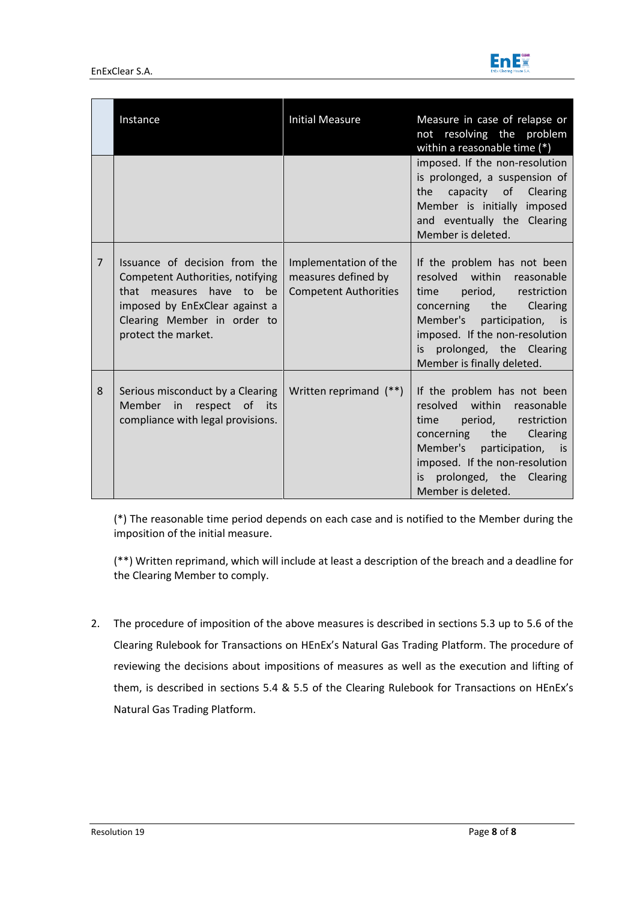| | Instance | Initial Measure | Measure in case of relapse or not resolving the problem within a reasonable time (*) |
|---|---|---|---|
| | | | imposed. If the non-resolution is prolonged, a suspension of the capacity of Clearing Member is initially imposed and eventually the Clearing Member is deleted. |
| 7 | Issuance of decision from the Competent Authorities, notifying that measures have to be imposed by EnExClear against a Clearing Member in order to protect the market. | Implementation of the measures defined by Competent Authorities | If the problem has not been resolved within reasonable time period, restriction concerning the Clearing Member's participation, is imposed. If the non-resolution is prolonged, the Clearing Member is finally deleted. |
| 8 | Serious misconduct by a Clearing Member in respect of its compliance with legal provisions. | Written reprimand (**) | If the problem has not been resolved within reasonable time period, restriction concerning the Clearing Member's participation, is imposed. If the non-resolution is prolonged, the Clearing Member is deleted. |

(*) The reasonable time period depends on each case and is notified to the Member during the imposition of the initial measure.

(**) Written reprimand, which will include at least a description of the breach and a deadline for the Clearing Member to comply.

2. The procedure of imposition of the above measures is described in sections 5.3 up to 5.6 of the Clearing Rulebook for Transactions on HEnEx's Natural Gas Trading Platform. The procedure of reviewing the decisions about impositions of measures as well as the execution and lifting of them, is described in sections 5.4 & 5.5 of the Clearing Rulebook for Transactions on HEnEx's Natural Gas Trading Platform.